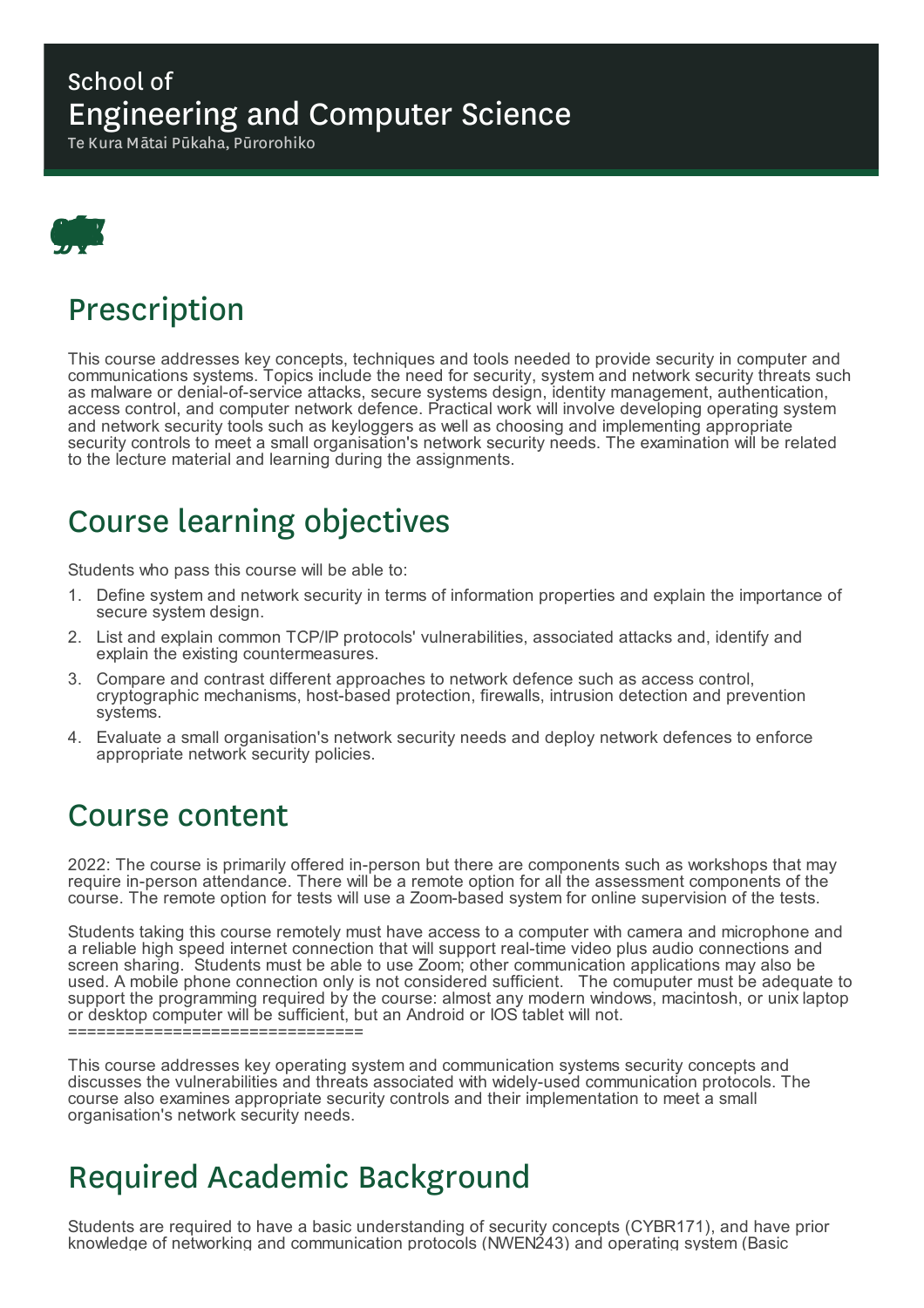School of
# Engineering and Computer Science
Te Kura Mātai Pūkaha, Pūrorohiko

## Prescription

This course addresses key concepts, techniques and tools needed to provide security in computer and communications systems. Topics include the need for security, system and network security threats such as malware or denial-of-service attacks, secure systems design, identity management, authentication, access control, and computer network defence. Practical work will involve developing operating system and network security tools such as keyloggers as well as choosing and implementing appropriate security controls to meet a small organisation's network security needs. The examination will be related to the lecture material and learning during the assignments.

## Course learning objectives

Students who pass this course will be able to:

1. Define system and network security in terms of information properties and explain the importance of secure system design.
2. List and explain common TCP/IP protocols' vulnerabilities, associated attacks and, identify and explain the existing countermeasures.
3. Compare and contrast different approaches to network defence such as access control, cryptographic mechanisms, host-based protection, firewalls, intrusion detection and prevention systems.
4. Evaluate a small organisation's network security needs and deploy network defences to enforce appropriate network security policies.

## Course content

2022: The course is primarily offered in-person but there are components such as workshops that may require in-person attendance. There will be a remote option for all the assessment components of the course. The remote option for tests will use a Zoom-based system for online supervision of the tests.

Students taking this course remotely must have access to a computer with camera and microphone and a reliable high speed internet connection that will support real-time video plus audio connections and screen sharing. Students must be able to use Zoom; other communication applications may also be used. A mobile phone connection only is not considered sufficient. The comuputer must be adequate to support the programming required by the course: almost any modern windows, macintosh, or unix laptop or desktop computer will be sufficient, but an Android or IOS tablet will not.
===============================

This course addresses key operating system and communication systems security concepts and discusses the vulnerabilities and threats associated with widely-used communication protocols. The course also examines appropriate security controls and their implementation to meet a small organisation's network security needs.

## Required Academic Background

Students are required to have a basic understanding of security concepts (CYBR171), and have prior knowledge of networking and communication protocols (NWEN243) and operating system (Basic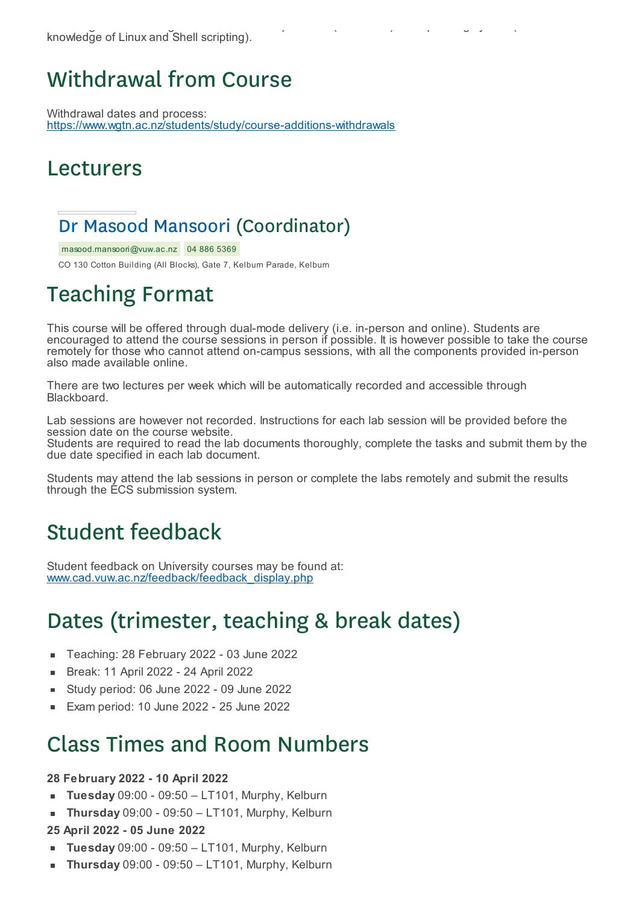knowledge of Linux and Shell scripting).

## Withdrawal from Course

Withdrawal dates and process:
https://www.wgtn.ac.nz/students/study/course-additions-withdrawals

## Lecturers

### Dr Masood Mansoori (Coordinator)

masood.mansoori@vuw.ac.nz 04 886 5369

CO 130 Cotton Building (All Blocks), Gate 7, Kelburn Parade, Kelburn

## Teaching Format

This course will be offered through dual-mode delivery (i.e. in-person and online). Students are encouraged to attend the course sessions in person if possible. It is however possible to take the course remotely for those who cannot attend on-campus sessions, with all the components provided in-person also made available online.

There are two lectures per week which will be automatically recorded and accessible through Blackboard.

Lab sessions are however not recorded. Instructions for each lab session will be provided before the session date on the course website.
Students are required to read the lab documents thoroughly, complete the tasks and submit them by the due date specified in each lab document.

Students may attend the lab sessions in person or complete the labs remotely and submit the results through the ECS submission system.

## Student feedback

Student feedback on University courses may be found at:
www.cad.vuw.ac.nz/feedback/feedback_display.php

## Dates (trimester, teaching & break dates)

- Teaching: 28 February 2022 - 03 June 2022
- Break: 11 April 2022 - 24 April 2022
- Study period: 06 June 2022 - 09 June 2022
- Exam period: 10 June 2022 - 25 June 2022

## Class Times and Room Numbers

**28 February 2022 - 10 April 2022**

- **Tuesday** 09:00 - 09:50 – LT101, Murphy, Kelburn
- **Thursday** 09:00 - 09:50 – LT101, Murphy, Kelburn

**25 April 2022 - 05 June 2022**

- **Tuesday** 09:00 - 09:50 – LT101, Murphy, Kelburn
- **Thursday** 09:00 - 09:50 – LT101, Murphy, Kelburn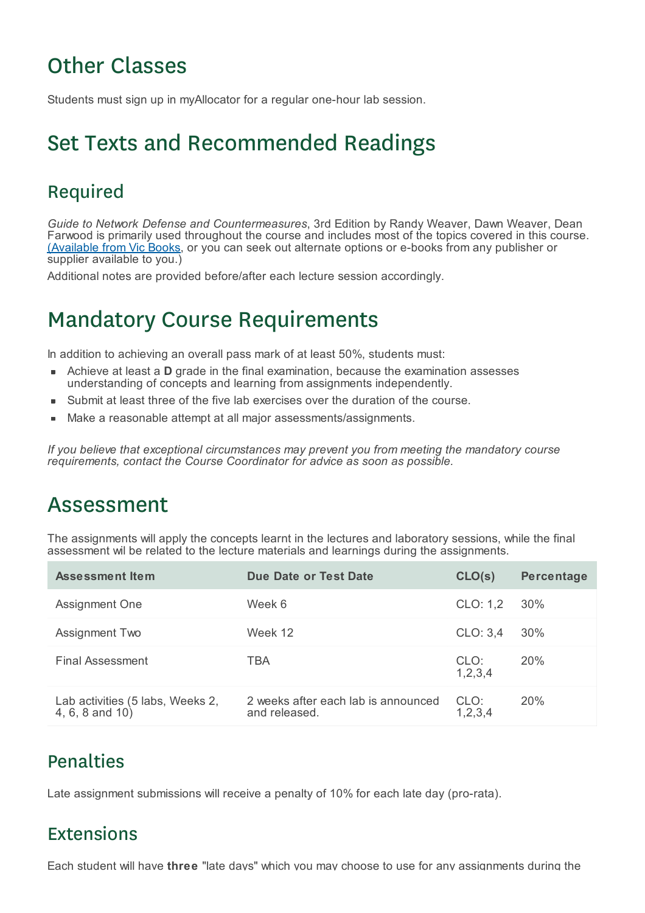# Other Classes

Students must sign up in myAllocator for a regular one-hour lab session.

# Set Texts and Recommended Readings

## Required

*Guide to Network Defense and Countermeasures*, 3rd Edition by Randy Weaver, Dawn Weaver, Dean Farwood is primarily used throughout the course and includes most of the topics covered in this course. (Available from Vic Books, or you can seek out alternate options or e-books from any publisher or supplier available to you.)

Additional notes are provided before/after each lecture session accordingly.

# Mandatory Course Requirements

In addition to achieving an overall pass mark of at least 50%, students must:

- Achieve at least a **D** grade in the final examination, because the examination assesses understanding of concepts and learning from assignments independently.
- Submit at least three of the five lab exercises over the duration of the course.
- Make a reasonable attempt at all major assessments/assignments.

*If you believe that exceptional circumstances may prevent you from meeting the mandatory course requirements, contact the Course Coordinator for advice as soon as possible.*

# Assessment

The assignments will apply the concepts learnt in the lectures and laboratory sessions, while the final assessment wil be related to the lecture materials and learnings during the assignments.

| Assessment Item | Due Date or Test Date | CLO(s) | Percentage |
|---|---|---|---|
| Assignment One | Week 6 | CLO: 1,2 | 30% |
| Assignment Two | Week 12 | CLO: 3,4 | 30% |
| Final Assessment | TBA | CLO: 1,2,3,4 | 20% |
| Lab activities (5 labs, Weeks 2, 4, 6, 8 and 10) | 2 weeks after each lab is announced and released. | CLO: 1,2,3,4 | 20% |

## Penalties

Late assignment submissions will receive a penalty of 10% for each late day (pro-rata).

## Extensions

Each student will have **three** "late days" which you may choose to use for any assignments during the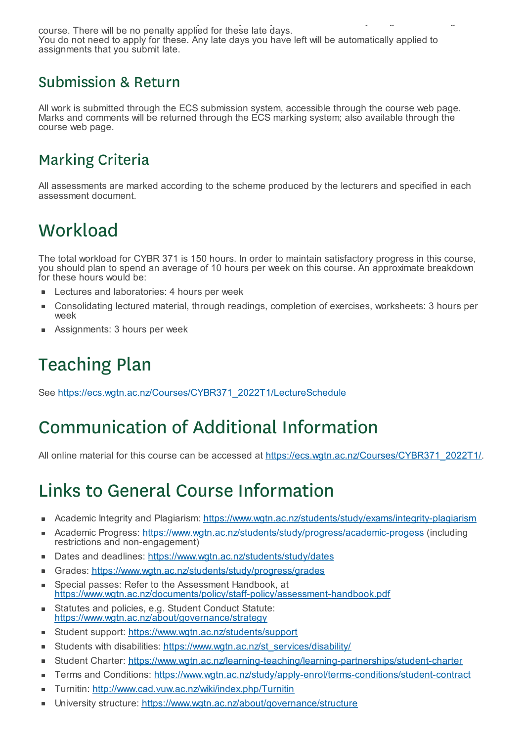course. There will be no penalty applied for these late days.
You do not need to apply for these. Any late days you have left will be automatically applied to assignments that you submit late.

## Submission & Return

All work is submitted through the ECS submission system, accessible through the course web page. Marks and comments will be returned through the ECS marking system; also available through the course web page.

## Marking Criteria

All assessments are marked according to the scheme produced by the lecturers and specified in each assessment document.

# Workload

The total workload for CYBR 371 is 150 hours. In order to maintain satisfactory progress in this course, you should plan to spend an average of 10 hours per week on this course. An approximate breakdown for these hours would be:

- Lectures and laboratories: 4 hours per week
- Consolidating lectured material, through readings, completion of exercises, worksheets: 3 hours per week
- Assignments: 3 hours per week

# Teaching Plan

See https://ecs.wgtn.ac.nz/Courses/CYBR371_2022T1/LectureSchedule

# Communication of Additional Information

All online material for this course can be accessed at https://ecs.wgtn.ac.nz/Courses/CYBR371_2022T1/.

# Links to General Course Information

- Academic Integrity and Plagiarism: https://www.wgtn.ac.nz/students/study/exams/integrity-plagiarism
- Academic Progress: https://www.wgtn.ac.nz/students/study/progress/academic-progess (including restrictions and non-engagement)
- Dates and deadlines: https://www.wgtn.ac.nz/students/study/dates
- Grades: https://www.wgtn.ac.nz/students/study/progress/grades
- Special passes: Refer to the Assessment Handbook, at https://www.wgtn.ac.nz/documents/policy/staff-policy/assessment-handbook.pdf
- Statutes and policies, e.g. Student Conduct Statute: https://www.wgtn.ac.nz/about/governance/strategy
- Student support: https://www.wgtn.ac.nz/students/support
- Students with disabilities: https://www.wgtn.ac.nz/st_services/disability/
- Student Charter: https://www.wgtn.ac.nz/learning-teaching/learning-partnerships/student-charter
- Terms and Conditions: https://www.wgtn.ac.nz/study/apply-enrol/terms-conditions/student-contract
- Turnitin: http://www.cad.vuw.ac.nz/wiki/index.php/Turnitin
- University structure: https://www.wgtn.ac.nz/about/governance/structure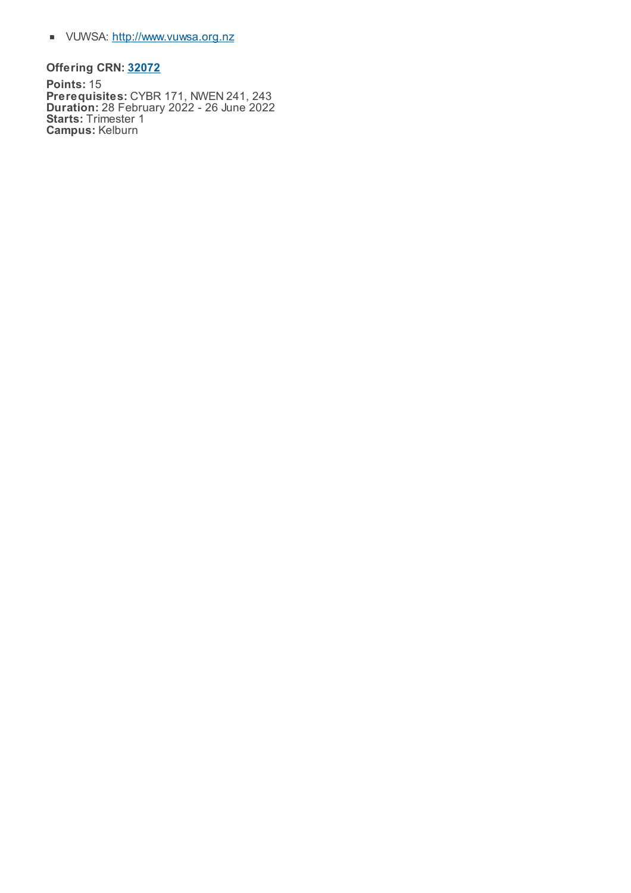- VUWSA: http://www.vuwsa.org.nz

**Offering CRN: 32072**

**Points:** 15
**Prerequisites:** CYBR 171, NWEN 241, 243
**Duration:** 28 February 2022 - 26 June 2022
**Starts:** Trimester 1
**Campus:** Kelburn